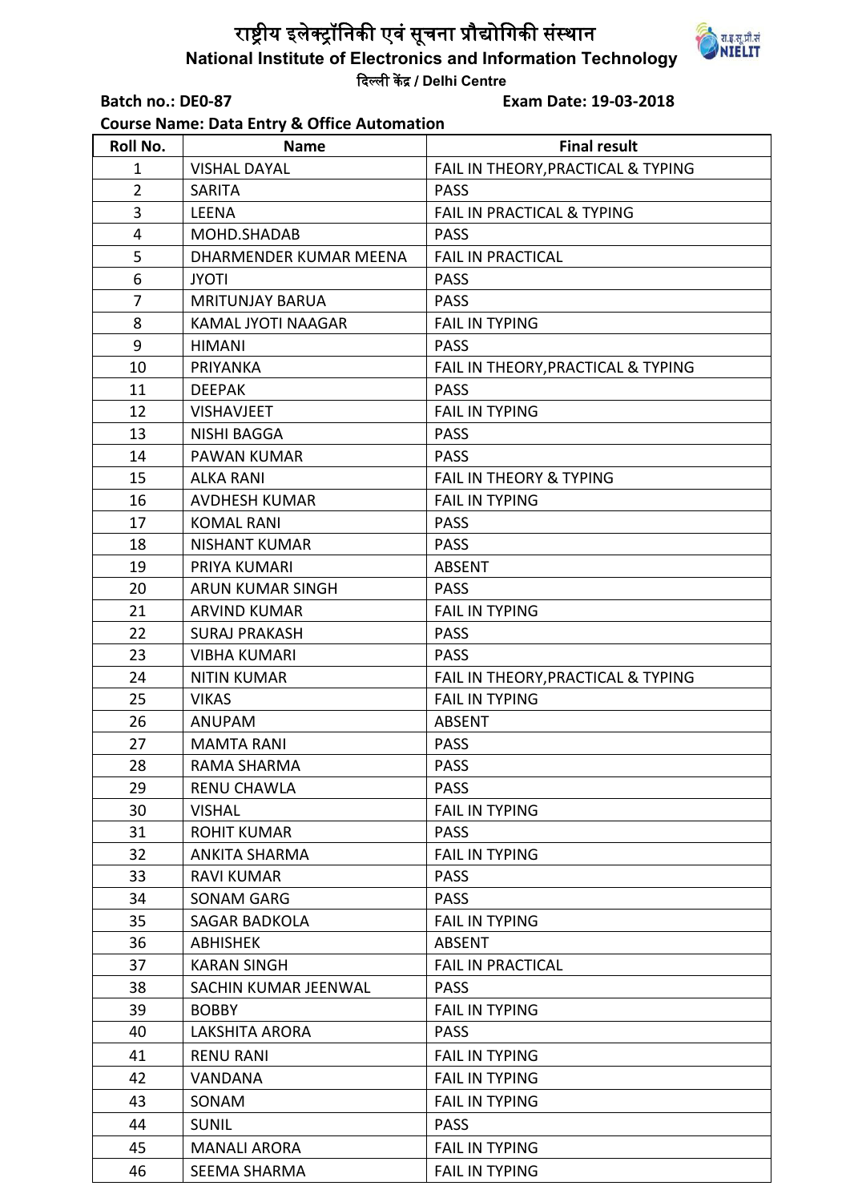# राष्ट्रीय इलेक्ट्रॉनिकी एवं सूचना प्रौद्योगिकी संस्थान

## National Institute of Electronics and Information Technology

दिल्ली केंद्र / Delhi Centre

**Batch no.: DE0-87** **Exam Date: 19-03-2018**

**Course Name: Data Entry & Office Automation**

| Roll No. | Name | Final result |
|---|---|---|
| 1 | VISHAL DAYAL | FAIL IN THEORY,PRACTICAL & TYPING |
| 2 | SARITA | PASS |
| 3 | LEENA | FAIL IN PRACTICAL & TYPING |
| 4 | MOHD.SHADAB | PASS |
| 5 | DHARMENDER KUMAR MEENA | FAIL IN PRACTICAL |
| 6 | JYOTI | PASS |
| 7 | MRITUNJAY BARUA | PASS |
| 8 | KAMAL JYOTI NAAGAR | FAIL IN TYPING |
| 9 | HIMANI | PASS |
| 10 | PRIYANKA | FAIL IN THEORY,PRACTICAL & TYPING |
| 11 | DEEPAK | PASS |
| 12 | VISHAVJEET | FAIL IN TYPING |
| 13 | NISHI BAGGA | PASS |
| 14 | PAWAN KUMAR | PASS |
| 15 | ALKA RANI | FAIL IN THEORY & TYPING |
| 16 | AVDHESH KUMAR | FAIL IN TYPING |
| 17 | KOMAL RANI | PASS |
| 18 | NISHANT KUMAR | PASS |
| 19 | PRIYA KUMARI | ABSENT |
| 20 | ARUN KUMAR SINGH | PASS |
| 21 | ARVIND KUMAR | FAIL IN TYPING |
| 22 | SURAJ PRAKASH | PASS |
| 23 | VIBHA KUMARI | PASS |
| 24 | NITIN KUMAR | FAIL IN THEORY,PRACTICAL & TYPING |
| 25 | VIKAS | FAIL IN TYPING |
| 26 | ANUPAM | ABSENT |
| 27 | MAMTA RANI | PASS |
| 28 | RAMA SHARMA | PASS |
| 29 | RENU CHAWLA | PASS |
| 30 | VISHAL | FAIL IN TYPING |
| 31 | ROHIT KUMAR | PASS |
| 32 | ANKITA SHARMA | FAIL IN TYPING |
| 33 | RAVI KUMAR | PASS |
| 34 | SONAM GARG | PASS |
| 35 | SAGAR BADKOLA | FAIL IN TYPING |
| 36 | ABHISHEK | ABSENT |
| 37 | KARAN SINGH | FAIL IN PRACTICAL |
| 38 | SACHIN KUMAR JEENWAL | PASS |
| 39 | BOBBY | FAIL IN TYPING |
| 40 | LAKSHITA ARORA | PASS |
| 41 | RENU RANI | FAIL IN TYPING |
| 42 | VANDANA | FAIL IN TYPING |
| 43 | SONAM | FAIL IN TYPING |
| 44 | SUNIL | PASS |
| 45 | MANALI ARORA | FAIL IN TYPING |
| 46 | SEEMA SHARMA | FAIL IN TYPING |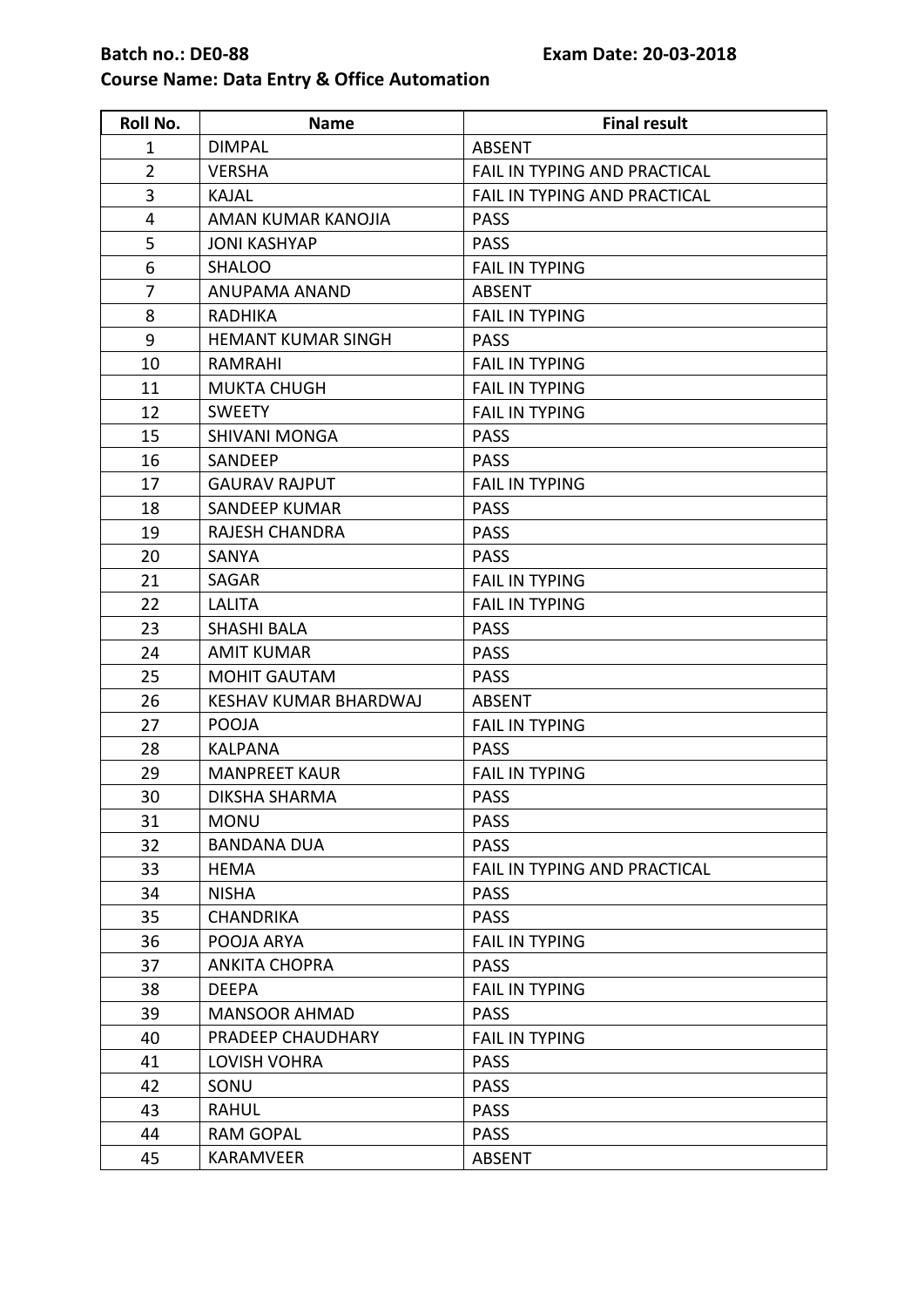**Batch no.: DE0-88** **Exam Date: 20-03-2018**

**Course Name: Data Entry & Office Automation**

| Roll No. | Name | Final result |
|---|---|---|
| 1 | DIMPAL | ABSENT |
| 2 | VERSHA | FAIL IN TYPING AND PRACTICAL |
| 3 | KAJAL | FAIL IN TYPING AND PRACTICAL |
| 4 | AMAN KUMAR KANOJIA | PASS |
| 5 | JONI KASHYAP | PASS |
| 6 | SHALOO | FAIL IN TYPING |
| 7 | ANUPAMA ANAND | ABSENT |
| 8 | RADHIKA | FAIL IN TYPING |
| 9 | HEMANT KUMAR SINGH | PASS |
| 10 | RAMRAHI | FAIL IN TYPING |
| 11 | MUKTA CHUGH | FAIL IN TYPING |
| 12 | SWEETY | FAIL IN TYPING |
| 15 | SHIVANI MONGA | PASS |
| 16 | SANDEEP | PASS |
| 17 | GAURAV RAJPUT | FAIL IN TYPING |
| 18 | SANDEEP KUMAR | PASS |
| 19 | RAJESH CHANDRA | PASS |
| 20 | SANYA | PASS |
| 21 | SAGAR | FAIL IN TYPING |
| 22 | LALITA | FAIL IN TYPING |
| 23 | SHASHI BALA | PASS |
| 24 | AMIT KUMAR | PASS |
| 25 | MOHIT GAUTAM | PASS |
| 26 | KESHAV KUMAR BHARDWAJ | ABSENT |
| 27 | POOJA | FAIL IN TYPING |
| 28 | KALPANA | PASS |
| 29 | MANPREET KAUR | FAIL IN TYPING |
| 30 | DIKSHA SHARMA | PASS |
| 31 | MONU | PASS |
| 32 | BANDANA DUA | PASS |
| 33 | HEMA | FAIL IN TYPING AND PRACTICAL |
| 34 | NISHA | PASS |
| 35 | CHANDRIKA | PASS |
| 36 | POOJA ARYA | FAIL IN TYPING |
| 37 | ANKITA CHOPRA | PASS |
| 38 | DEEPA | FAIL IN TYPING |
| 39 | MANSOOR AHMAD | PASS |
| 40 | PRADEEP CHAUDHARY | FAIL IN TYPING |
| 41 | LOVISH VOHRA | PASS |
| 42 | SONU | PASS |
| 43 | RAHUL | PASS |
| 44 | RAM GOPAL | PASS |
| 45 | KARAMVEER | ABSENT |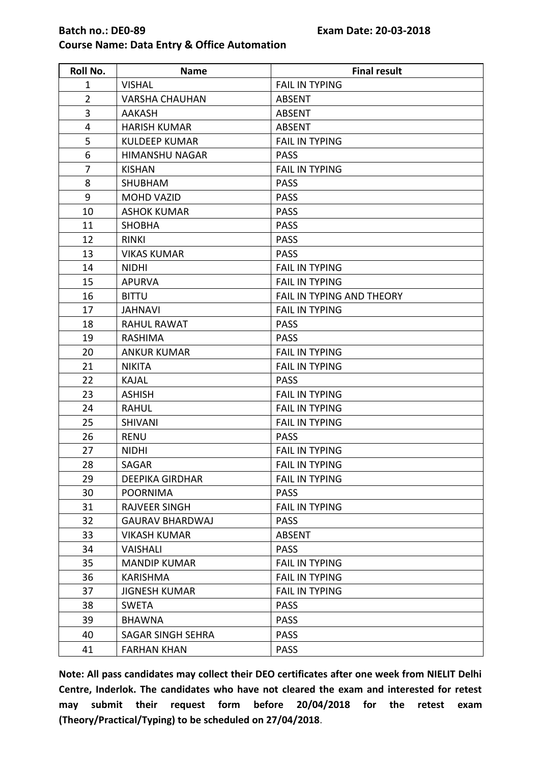**Batch no.: DE0-89** **Exam Date: 20-03-2018**
**Course Name: Data Entry & Office Automation**

| Roll No. | Name | Final result |
|---|---|---|
| 1 | VISHAL | FAIL IN TYPING |
| 2 | VARSHA CHAUHAN | ABSENT |
| 3 | AAKASH | ABSENT |
| 4 | HARISH KUMAR | ABSENT |
| 5 | KULDEEP KUMAR | FAIL IN TYPING |
| 6 | HIMANSHU NAGAR | PASS |
| 7 | KISHAN | FAIL IN TYPING |
| 8 | SHUBHAM | PASS |
| 9 | MOHD VAZID | PASS |
| 10 | ASHOK KUMAR | PASS |
| 11 | SHOBHA | PASS |
| 12 | RINKI | PASS |
| 13 | VIKAS KUMAR | PASS |
| 14 | NIDHI | FAIL IN TYPING |
| 15 | APURVA | FAIL IN TYPING |
| 16 | BITTU | FAIL IN TYPING AND THEORY |
| 17 | JAHNAVI | FAIL IN TYPING |
| 18 | RAHUL RAWAT | PASS |
| 19 | RASHIMA | PASS |
| 20 | ANKUR KUMAR | FAIL IN TYPING |
| 21 | NIKITA | FAIL IN TYPING |
| 22 | KAJAL | PASS |
| 23 | ASHISH | FAIL IN TYPING |
| 24 | RAHUL | FAIL IN TYPING |
| 25 | SHIVANI | FAIL IN TYPING |
| 26 | RENU | PASS |
| 27 | NIDHI | FAIL IN TYPING |
| 28 | SAGAR | FAIL IN TYPING |
| 29 | DEEPIKA GIRDHAR | FAIL IN TYPING |
| 30 | POORNIMA | PASS |
| 31 | RAJVEER SINGH | FAIL IN TYPING |
| 32 | GAURAV BHARDWAJ | PASS |
| 33 | VIKASH KUMAR | ABSENT |
| 34 | VAISHALI | PASS |
| 35 | MANDIP KUMAR | FAIL IN TYPING |
| 36 | KARISHMA | FAIL IN TYPING |
| 37 | JIGNESH KUMAR | FAIL IN TYPING |
| 38 | SWETA | PASS |
| 39 | BHAWNA | PASS |
| 40 | SAGAR SINGH SEHRA | PASS |
| 41 | FARHAN KHAN | PASS |

**Note: All pass candidates may collect their DEO certificates after one week from NIELIT Delhi Centre, Inderlok. The candidates who have not cleared the exam and interested for retest may submit their request form before 20/04/2018 for the retest exam (Theory/Practical/Typing) to be scheduled on 27/04/2018**.